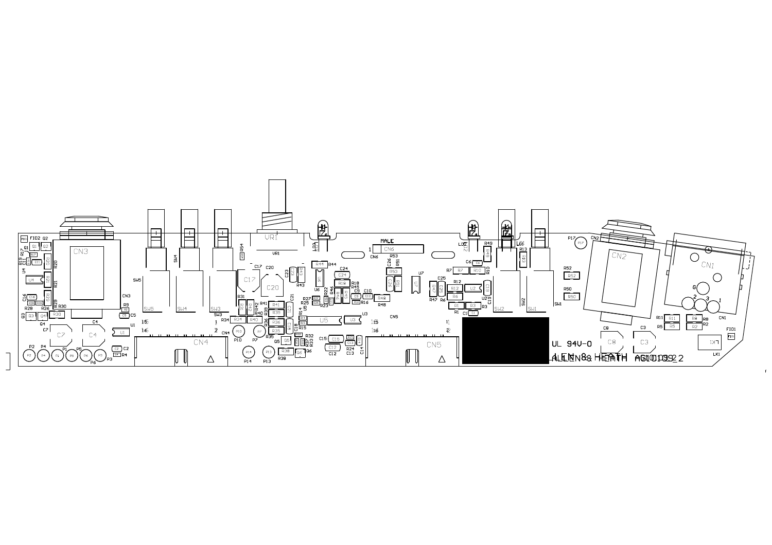MALE

UL 94V-0

ALLEN & HEATH AG10109_2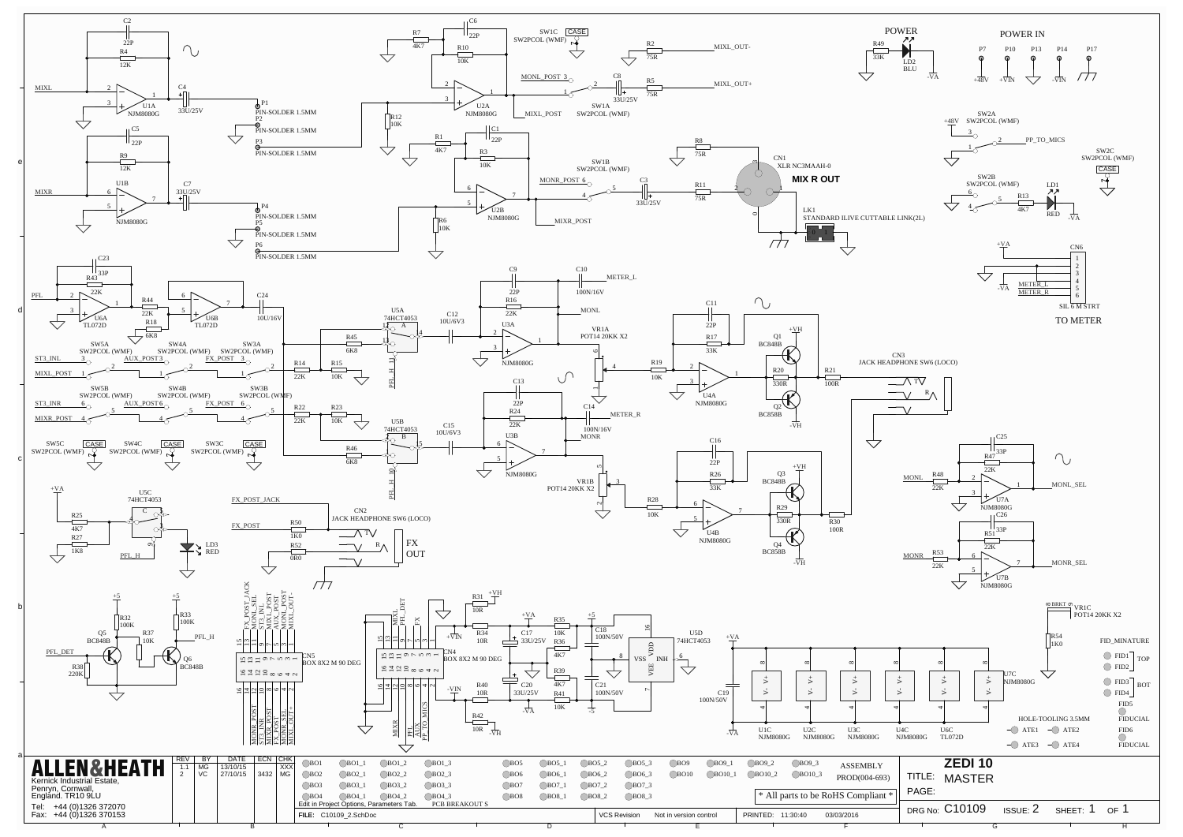# ZEDI 10 MASTER

**MIX R OUT**

POWER

POWER IN

TO METER

FX OUT

| REV | BY | DATE | ECN | CHK |
| --- | --- | --- | --- | --- |
| 1.1 | MG | 13/10/15 | | XXX |
| 2 | VC | 27/10/15 | 3432 | MG |

**ALLEN&HEATH**
Kernick Industrial Estate,
Penryn, Cornwall,
England. TR10 9LU
Tel: +44 (0)1326 372070
Fax: +44 (0)1326 370153

ASSEMBLY PROD(004-693)

* All parts to be RoHS Compliant *

Edit in Project Options, Parameters Tab. PCB BREAKOUT S

FILE: C10109_2.SchDoc

VCS Revision: Not in version control

PRINTED: 11:30:40 03/03/2016

TITLE: ZEDI 10 MASTER

PAGE:

DRG No: C10109 ISSUE: 2 SHEET: 1 OF 1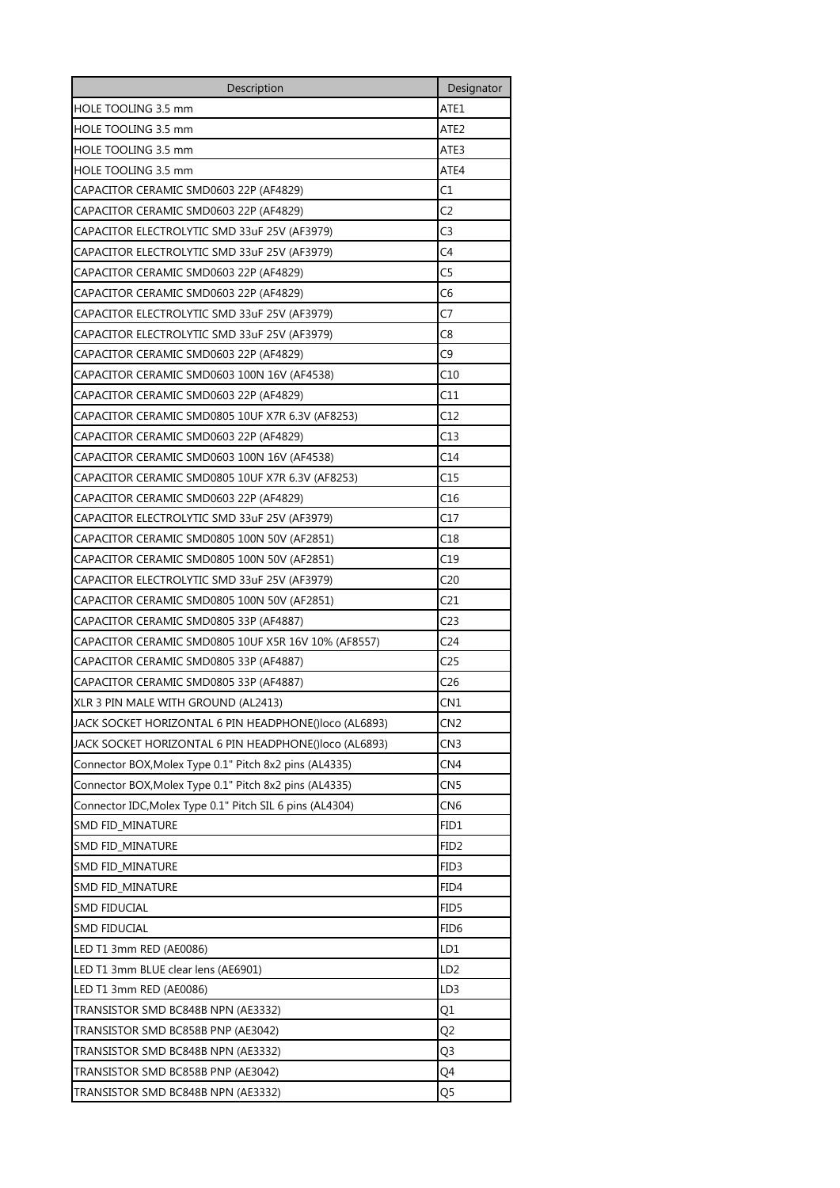| Description | Designator |
|---|---|
| HOLE TOOLING 3.5 mm | ATE1 |
| HOLE TOOLING 3.5 mm | ATE2 |
| HOLE TOOLING 3.5 mm | ATE3 |
| HOLE TOOLING 3.5 mm | ATE4 |
| CAPACITOR CERAMIC SMD0603 22P (AF4829) | C1 |
| CAPACITOR CERAMIC SMD0603 22P (AF4829) | C2 |
| CAPACITOR ELECTROLYTIC SMD 33uF 25V (AF3979) | C3 |
| CAPACITOR ELECTROLYTIC SMD 33uF 25V (AF3979) | C4 |
| CAPACITOR CERAMIC SMD0603 22P (AF4829) | C5 |
| CAPACITOR CERAMIC SMD0603 22P (AF4829) | C6 |
| CAPACITOR ELECTROLYTIC SMD 33uF 25V (AF3979) | C7 |
| CAPACITOR ELECTROLYTIC SMD 33uF 25V (AF3979) | C8 |
| CAPACITOR CERAMIC SMD0603 22P (AF4829) | C9 |
| CAPACITOR CERAMIC SMD0603 100N 16V (AF4538) | C10 |
| CAPACITOR CERAMIC SMD0603 22P (AF4829) | C11 |
| CAPACITOR CERAMIC SMD0805 10UF X7R 6.3V (AF8253) | C12 |
| CAPACITOR CERAMIC SMD0603 22P (AF4829) | C13 |
| CAPACITOR CERAMIC SMD0603 100N 16V (AF4538) | C14 |
| CAPACITOR CERAMIC SMD0805 10UF X7R 6.3V (AF8253) | C15 |
| CAPACITOR CERAMIC SMD0603 22P (AF4829) | C16 |
| CAPACITOR ELECTROLYTIC SMD 33uF 25V (AF3979) | C17 |
| CAPACITOR CERAMIC SMD0805 100N 50V (AF2851) | C18 |
| CAPACITOR CERAMIC SMD0805 100N 50V (AF2851) | C19 |
| CAPACITOR ELECTROLYTIC SMD 33uF 25V (AF3979) | C20 |
| CAPACITOR CERAMIC SMD0805 100N 50V (AF2851) | C21 |
| CAPACITOR CERAMIC SMD0805 33P (AF4887) | C23 |
| CAPACITOR CERAMIC SMD0805 10UF X5R 16V 10% (AF8557) | C24 |
| CAPACITOR CERAMIC SMD0805 33P (AF4887) | C25 |
| CAPACITOR CERAMIC SMD0805 33P (AF4887) | C26 |
| XLR 3 PIN MALE WITH GROUND (AL2413) | CN1 |
| JACK SOCKET HORIZONTAL 6 PIN HEADPHONE()loco (AL6893) | CN2 |
| JACK SOCKET HORIZONTAL 6 PIN HEADPHONE()loco (AL6893) | CN3 |
| Connector BOX,Molex Type 0.1" Pitch 8x2 pins (AL4335) | CN4 |
| Connector BOX,Molex Type 0.1" Pitch 8x2 pins (AL4335) | CN5 |
| Connector IDC,Molex Type 0.1" Pitch SIL 6 pins (AL4304) | CN6 |
| SMD FID_MINATURE | FID1 |
| SMD FID_MINATURE | FID2 |
| SMD FID_MINATURE | FID3 |
| SMD FID_MINATURE | FID4 |
| SMD FIDUCIAL | FID5 |
| SMD FIDUCIAL | FID6 |
| LED T1 3mm RED (AE0086) | LD1 |
| LED T1 3mm BLUE clear lens (AE6901) | LD2 |
| LED T1 3mm RED (AE0086) | LD3 |
| TRANSISTOR SMD BC848B NPN (AE3332) | Q1 |
| TRANSISTOR SMD BC858B PNP (AE3042) | Q2 |
| TRANSISTOR SMD BC848B NPN (AE3332) | Q3 |
| TRANSISTOR SMD BC858B PNP (AE3042) | Q4 |
| TRANSISTOR SMD BC848B NPN (AE3332) | Q5 |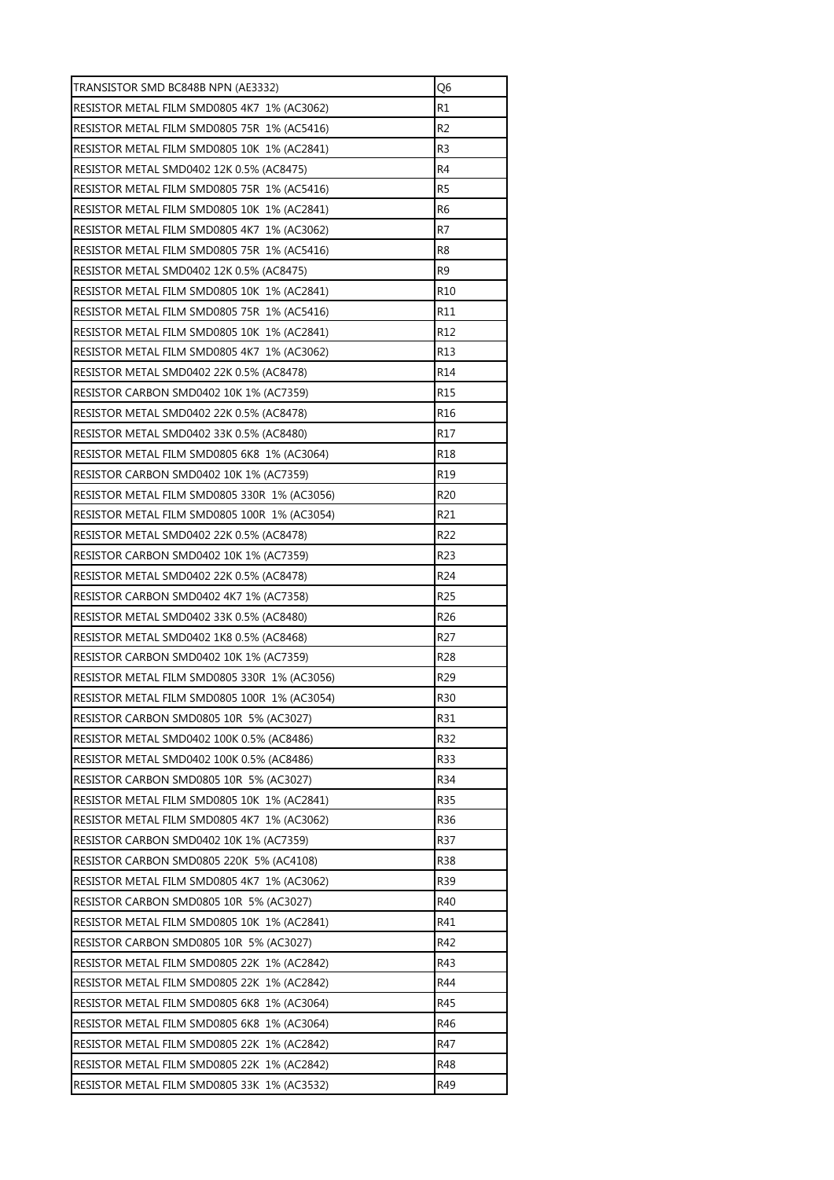| TRANSISTOR SMD BC848B NPN (AE3332) | Q6 |
|---|---|
| RESISTOR METAL FILM SMD0805 4K7 1% (AC3062) | R1 |
| RESISTOR METAL FILM SMD0805 75R 1% (AC5416) | R2 |
| RESISTOR METAL FILM SMD0805 10K 1% (AC2841) | R3 |
| RESISTOR METAL SMD0402 12K 0.5% (AC8475) | R4 |
| RESISTOR METAL FILM SMD0805 75R 1% (AC5416) | R5 |
| RESISTOR METAL FILM SMD0805 10K 1% (AC2841) | R6 |
| RESISTOR METAL FILM SMD0805 4K7 1% (AC3062) | R7 |
| RESISTOR METAL FILM SMD0805 75R 1% (AC5416) | R8 |
| RESISTOR METAL SMD0402 12K 0.5% (AC8475) | R9 |
| RESISTOR METAL FILM SMD0805 10K 1% (AC2841) | R10 |
| RESISTOR METAL FILM SMD0805 75R 1% (AC5416) | R11 |
| RESISTOR METAL FILM SMD0805 10K 1% (AC2841) | R12 |
| RESISTOR METAL FILM SMD0805 4K7 1% (AC3062) | R13 |
| RESISTOR METAL SMD0402 22K 0.5% (AC8478) | R14 |
| RESISTOR CARBON SMD0402 10K 1% (AC7359) | R15 |
| RESISTOR METAL SMD0402 22K 0.5% (AC8478) | R16 |
| RESISTOR METAL SMD0402 33K 0.5% (AC8480) | R17 |
| RESISTOR METAL FILM SMD0805 6K8 1% (AC3064) | R18 |
| RESISTOR CARBON SMD0402 10K 1% (AC7359) | R19 |
| RESISTOR METAL FILM SMD0805 330R 1% (AC3056) | R20 |
| RESISTOR METAL FILM SMD0805 100R 1% (AC3054) | R21 |
| RESISTOR METAL SMD0402 22K 0.5% (AC8478) | R22 |
| RESISTOR CARBON SMD0402 10K 1% (AC7359) | R23 |
| RESISTOR METAL SMD0402 22K 0.5% (AC8478) | R24 |
| RESISTOR CARBON SMD0402 4K7 1% (AC7358) | R25 |
| RESISTOR METAL SMD0402 33K 0.5% (AC8480) | R26 |
| RESISTOR METAL SMD0402 1K8 0.5% (AC8468) | R27 |
| RESISTOR CARBON SMD0402 10K 1% (AC7359) | R28 |
| RESISTOR METAL FILM SMD0805 330R 1% (AC3056) | R29 |
| RESISTOR METAL FILM SMD0805 100R 1% (AC3054) | R30 |
| RESISTOR CARBON SMD0805 10R 5% (AC3027) | R31 |
| RESISTOR METAL SMD0402 100K 0.5% (AC8486) | R32 |
| RESISTOR METAL SMD0402 100K 0.5% (AC8486) | R33 |
| RESISTOR CARBON SMD0805 10R 5% (AC3027) | R34 |
| RESISTOR METAL FILM SMD0805 10K 1% (AC2841) | R35 |
| RESISTOR METAL FILM SMD0805 4K7 1% (AC3062) | R36 |
| RESISTOR CARBON SMD0402 10K 1% (AC7359) | R37 |
| RESISTOR CARBON SMD0805 220K 5% (AC4108) | R38 |
| RESISTOR METAL FILM SMD0805 4K7 1% (AC3062) | R39 |
| RESISTOR CARBON SMD0805 10R 5% (AC3027) | R40 |
| RESISTOR METAL FILM SMD0805 10K 1% (AC2841) | R41 |
| RESISTOR CARBON SMD0805 10R 5% (AC3027) | R42 |
| RESISTOR METAL FILM SMD0805 22K 1% (AC2842) | R43 |
| RESISTOR METAL FILM SMD0805 22K 1% (AC2842) | R44 |
| RESISTOR METAL FILM SMD0805 6K8 1% (AC3064) | R45 |
| RESISTOR METAL FILM SMD0805 6K8 1% (AC3064) | R46 |
| RESISTOR METAL FILM SMD0805 22K 1% (AC2842) | R47 |
| RESISTOR METAL FILM SMD0805 22K 1% (AC2842) | R48 |
| RESISTOR METAL FILM SMD0805 33K 1% (AC3532) | R49 |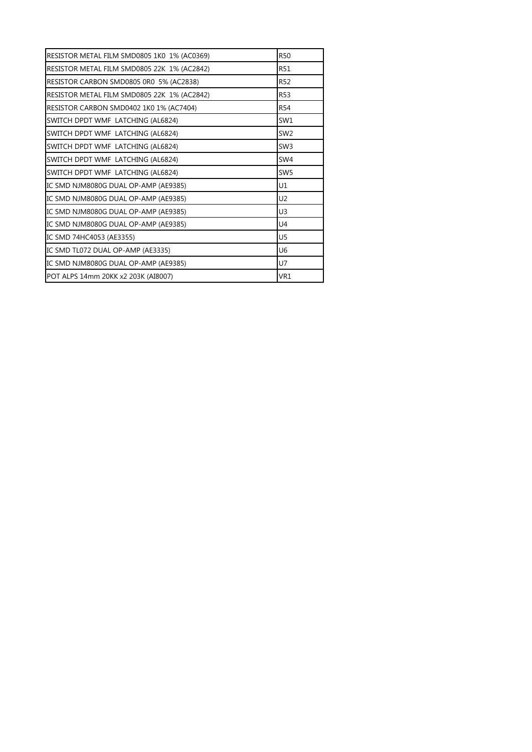| | |
|---|---|
| RESISTOR METAL FILM SMD0805 1K0 1% (AC0369) | R50 |
| RESISTOR METAL FILM SMD0805 22K 1% (AC2842) | R51 |
| RESISTOR CARBON SMD0805 0R0 5% (AC2838) | R52 |
| RESISTOR METAL FILM SMD0805 22K 1% (AC2842) | R53 |
| RESISTOR CARBON SMD0402 1K0 1% (AC7404) | R54 |
| SWITCH DPDT WMF LATCHING (AL6824) | SW1 |
| SWITCH DPDT WMF LATCHING (AL6824) | SW2 |
| SWITCH DPDT WMF LATCHING (AL6824) | SW3 |
| SWITCH DPDT WMF LATCHING (AL6824) | SW4 |
| SWITCH DPDT WMF LATCHING (AL6824) | SW5 |
| IC SMD NJM8080G DUAL OP-AMP (AE9385) | U1 |
| IC SMD NJM8080G DUAL OP-AMP (AE9385) | U2 |
| IC SMD NJM8080G DUAL OP-AMP (AE9385) | U3 |
| IC SMD NJM8080G DUAL OP-AMP (AE9385) | U4 |
| IC SMD 74HC4053 (AE3355) | U5 |
| IC SMD TL072 DUAL OP-AMP (AE3335) | U6 |
| IC SMD NJM8080G DUAL OP-AMP (AE9385) | U7 |
| POT ALPS 14mm 20KK x2 203K (AI8007) | VR1 |